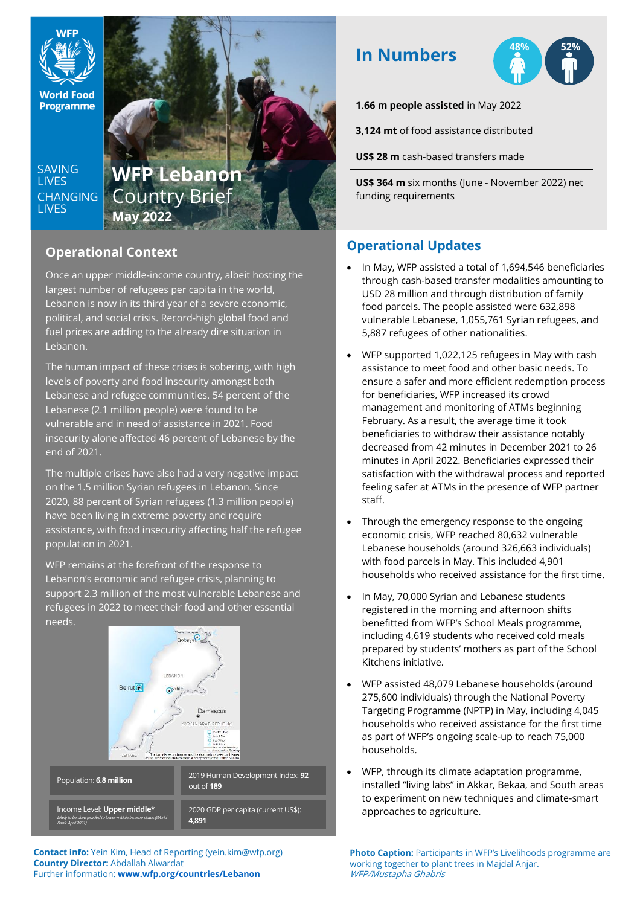WFP

World Food Programme

SAVING LIVES CHANGING LIVES

# WFP Lebanon Country Brief

**May 2022**

## In Numbers

48% 52%

**1.66 m people assisted** in May 2022

**3,124 mt** of food assistance distributed

**US$ 28 m** cash-based transfers made

**US$ 364 m** six months (June - November 2022) net funding requirements

## Operational Context

Once an upper middle-income country, albeit hosting the largest number of refugees per capita in the world, Lebanon is now in its third year of a severe economic, political, and social crisis. Record-high global food and fuel prices are adding to the already dire situation in Lebanon.

The human impact of these crises is sobering, with high levels of poverty and food insecurity amongst both Lebanese and refugee communities. 54 percent of the Lebanese (2.1 million people) were found to be vulnerable and in need of assistance in 2021. Food insecurity alone affected 46 percent of Lebanese by the end of 2021.

The multiple crises have also had a very negative impact on the 1.5 million Syrian refugees in Lebanon. Since 2020, 88 percent of Syrian refugees (1.3 million people) have been living in extreme poverty and require assistance, with food insecurity affecting half the refugee population in 2021.

WFP remains at the forefront of the response to Lebanon's economic and refugee crisis, planning to support 2.3 million of the most vulnerable Lebanese and refugees in 2022 to meet their food and other essential needs.

| | |
|---|---|
| Population: **6.8 million** | 2019 Human Development Index: **92** out of **189** |
| Income Level: **Upper middle\***<br>*Likely to be downgraded to lower-middle income status (World Bank, April 2021)* | 2020 GDP per capita (current US$): **4,891** |

## Operational Updates

- In May, WFP assisted a total of 1,694,546 beneficiaries through cash-based transfer modalities amounting to USD 28 million and through distribution of family food parcels. The people assisted were 632,898 vulnerable Lebanese, 1,055,761 Syrian refugees, and 5,887 refugees of other nationalities.
- WFP supported 1,022,125 refugees in May with cash assistance to meet food and other basic needs. To ensure a safer and more efficient redemption process for beneficiaries, WFP increased its crowd management and monitoring of ATMs beginning February. As a result, the average time it took beneficiaries to withdraw their assistance notably decreased from 42 minutes in December 2021 to 26 minutes in April 2022. Beneficiaries expressed their satisfaction with the withdrawal process and reported feeling safer at ATMs in the presence of WFP partner staff.
- Through the emergency response to the ongoing economic crisis, WFP reached 80,632 vulnerable Lebanese households (around 326,663 individuals) with food parcels in May. This included 4,901 households who received assistance for the first time.
- In May, 70,000 Syrian and Lebanese students registered in the morning and afternoon shifts benefitted from WFP's School Meals programme, including 4,619 students who received cold meals prepared by students' mothers as part of the School Kitchens initiative.
- WFP assisted 48,079 Lebanese households (around 275,600 individuals) through the National Poverty Targeting Programme (NPTP) in May, including 4,045 households who received assistance for the first time as part of WFP's ongoing scale-up to reach 75,000 households.
- WFP, through its climate adaptation programme, installed "living labs" in Akkar, Bekaa, and South areas to experiment on new techniques and climate-smart approaches to agriculture.

**Contact info:** Yein Kim, Head of Reporting (yein.kim@wfp.org)
**Country Director:** Abdallah Alwardat
Further information: **www.wfp.org/countries/Lebanon**

**Photo Caption:** Participants in WFP's Livelihoods programme are working together to plant trees in Majdal Anjar.
*WFP/Mustapha Ghabris*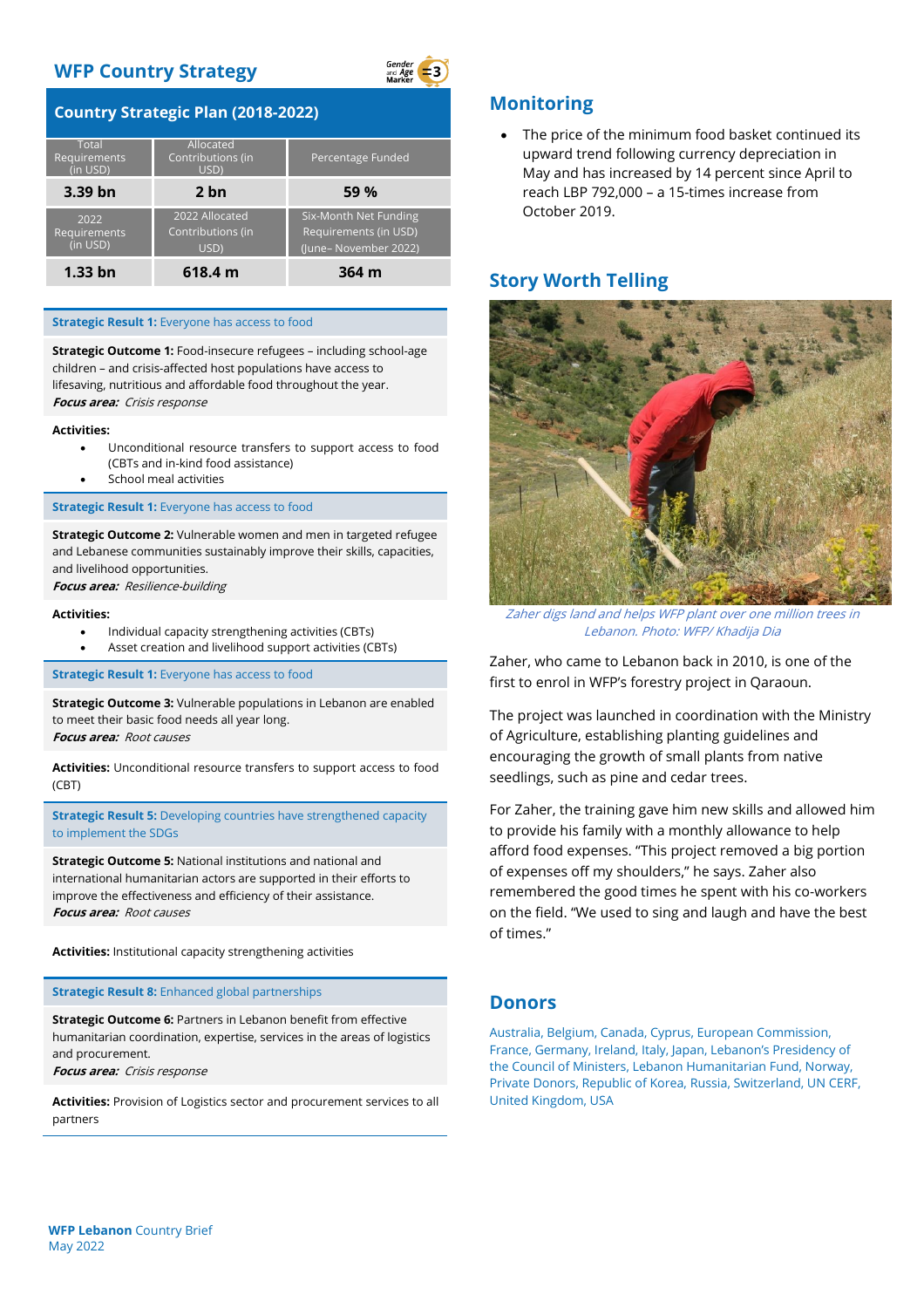## WFP Country Strategy

Gender and Age Marker 3

### Country Strategic Plan (2018-2022)

| Total Requirements (in USD) | Allocated Contributions (in USD) | Percentage Funded |
|---|---|---|
| 3.39 bn | 2 bn | 59 % |
| 2022 Requirements (in USD) | 2022 Allocated Contributions (in USD) | Six-Month Net Funding Requirements (in USD) (June– November 2022) |
| 1.33 bn | 618.4 m | 364 m |

**Strategic Result 1:** Everyone has access to food

**Strategic Outcome 1:** Food-insecure refugees – including school-age children – and crisis-affected host populations have access to lifesaving, nutritious and affordable food throughout the year.
***Focus area:*** *Crisis response*

**Activities:**

- Unconditional resource transfers to support access to food (CBTs and in-kind food assistance)
- School meal activities

**Strategic Result 1:** Everyone has access to food

**Strategic Outcome 2:** Vulnerable women and men in targeted refugee and Lebanese communities sustainably improve their skills, capacities, and livelihood opportunities.
***Focus area:*** *Resilience-building*

**Activities:**

- Individual capacity strengthening activities (CBTs)
- Asset creation and livelihood support activities (CBTs)

**Strategic Result 1:** Everyone has access to food

**Strategic Outcome 3:** Vulnerable populations in Lebanon are enabled to meet their basic food needs all year long.
***Focus area:*** *Root causes*

**Activities:** Unconditional resource transfers to support access to food (CBT)

**Strategic Result 5:** Developing countries have strengthened capacity to implement the SDGs

**Strategic Outcome 5:** National institutions and national and international humanitarian actors are supported in their efforts to improve the effectiveness and efficiency of their assistance.
***Focus area:*** *Root causes*

**Activities:** Institutional capacity strengthening activities

**Strategic Result 8:** Enhanced global partnerships

**Strategic Outcome 6:** Partners in Lebanon benefit from effective humanitarian coordination, expertise, services in the areas of logistics and procurement.
***Focus area:*** *Crisis response*

**Activities:** Provision of Logistics sector and procurement services to all partners

## Monitoring

- The price of the minimum food basket continued its upward trend following currency depreciation in May and has increased by 14 percent since April to reach LBP 792,000 – a 15-times increase from October 2019.

## Story Worth Telling

*Zaher digs land and helps WFP plant over one million trees in Lebanon. Photo: WFP/ Khadija Dia*

Zaher, who came to Lebanon back in 2010, is one of the first to enrol in WFP's forestry project in Qaraoun.

The project was launched in coordination with the Ministry of Agriculture, establishing planting guidelines and encouraging the growth of small plants from native seedlings, such as pine and cedar trees.

For Zaher, the training gave him new skills and allowed him to provide his family with a monthly allowance to help afford food expenses. "This project removed a big portion of expenses off my shoulders," he says. Zaher also remembered the good times he spent with his co-workers on the field. "We used to sing and laugh and have the best of times."

## Donors

Australia, Belgium, Canada, Cyprus, European Commission, France, Germany, Ireland, Italy, Japan, Lebanon's Presidency of the Council of Ministers, Lebanon Humanitarian Fund, Norway, Private Donors, Republic of Korea, Russia, Switzerland, UN CERF, United Kingdom, USA